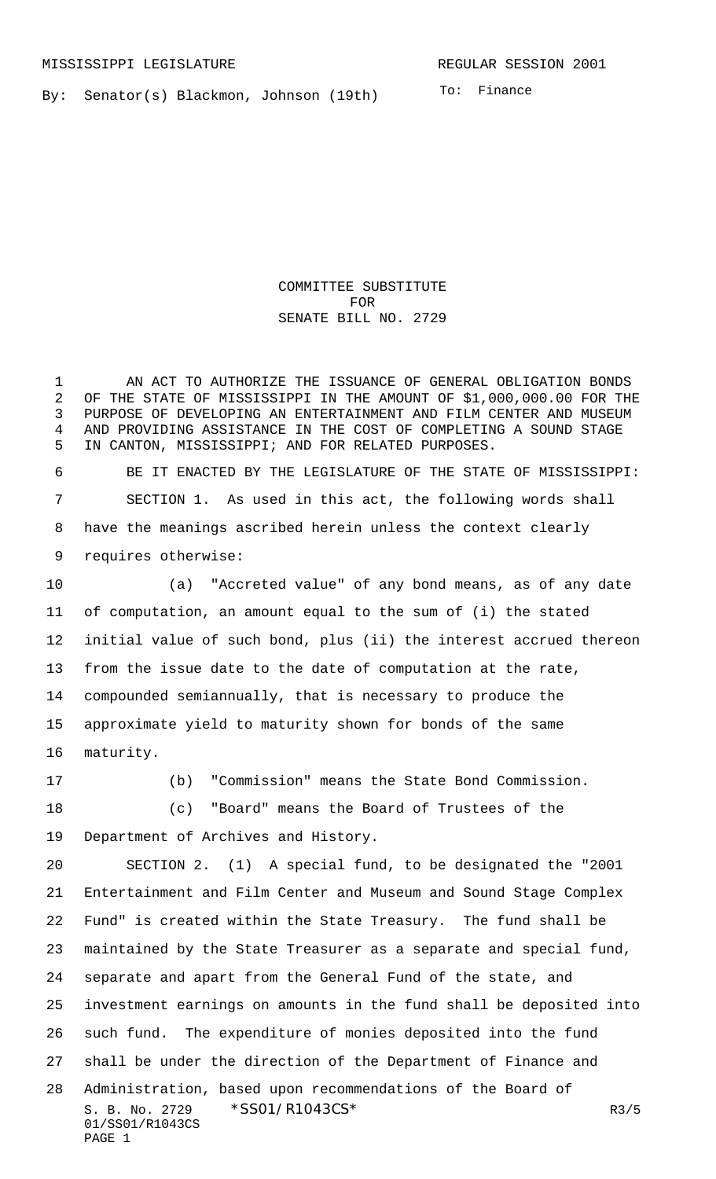MISSISSIPPI LEGISLATURE                                                                 REGULAR SESSION 2001

By: Senator(s) Blackmon, Johnson (19th)                                    To: Finance

# COMMITTEE SUBSTITUTE FOR SENATE BILL NO. 2729

AN ACT TO AUTHORIZE THE ISSUANCE OF GENERAL OBLIGATION BONDS OF THE STATE OF MISSISSIPPI IN THE AMOUNT OF $1,000,000.00 FOR THE PURPOSE OF DEVELOPING AN ENTERTAINMENT AND FILM CENTER AND MUSEUM AND PROVIDING ASSISTANCE IN THE COST OF COMPLETING A SOUND STAGE IN CANTON, MISSISSIPPI; AND FOR RELATED PURPOSES.

BE IT ENACTED BY THE LEGISLATURE OF THE STATE OF MISSISSIPPI:

SECTION 1. As used in this act, the following words shall have the meanings ascribed herein unless the context clearly requires otherwise:

(a) "Accreted value" of any bond means, as of any date of computation, an amount equal to the sum of (i) the stated initial value of such bond, plus (ii) the interest accrued thereon from the issue date to the date of computation at the rate, compounded semiannually, that is necessary to produce the approximate yield to maturity shown for bonds of the same maturity.

(b) "Commission" means the State Bond Commission.

(c) "Board" means the Board of Trustees of the Department of Archives and History.

SECTION 2. (1) A special fund, to be designated the "2001 Entertainment and Film Center and Museum and Sound Stage Complex Fund" is created within the State Treasury. The fund shall be maintained by the State Treasurer as a separate and special fund, separate and apart from the General Fund of the state, and investment earnings on amounts in the fund shall be deposited into such fund. The expenditure of monies deposited into the fund shall be under the direction of the Department of Finance and Administration, based upon recommendations of the Board of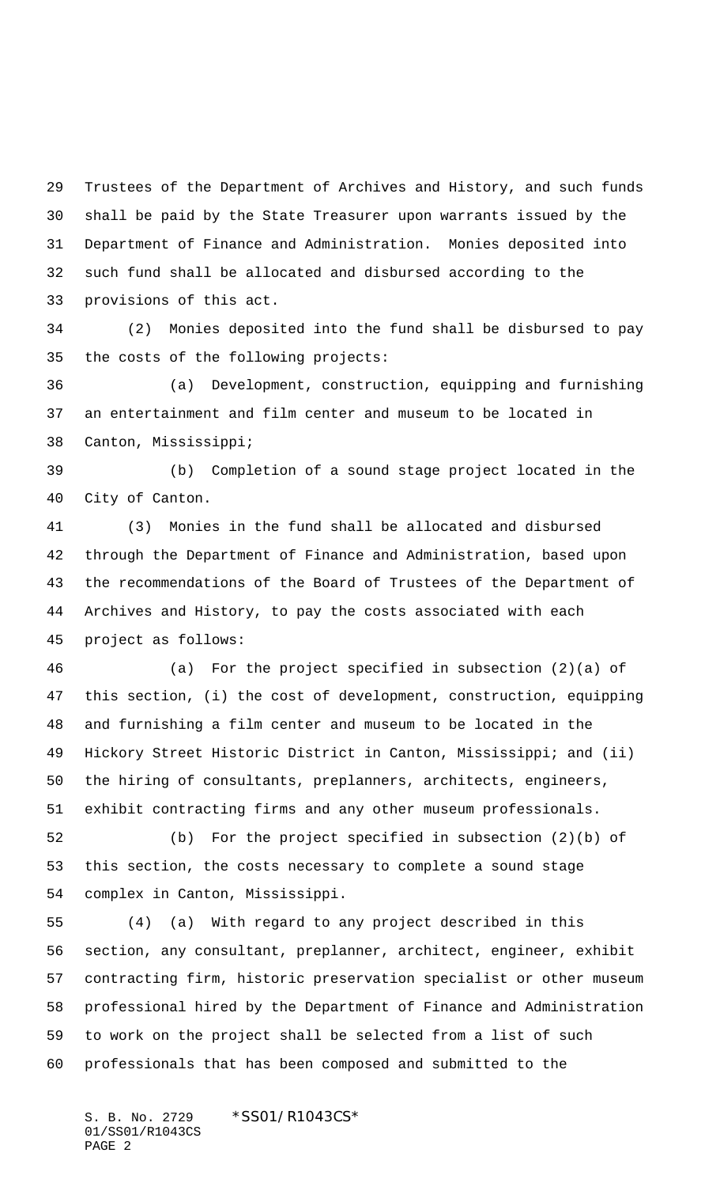Trustees of the Department of Archives and History, and such funds shall be paid by the State Treasurer upon warrants issued by the Department of Finance and Administration. Monies deposited into such fund shall be allocated and disbursed according to the provisions of this act.

(2) Monies deposited into the fund shall be disbursed to pay the costs of the following projects:

(a) Development, construction, equipping and furnishing an entertainment and film center and museum to be located in Canton, Mississippi;

(b) Completion of a sound stage project located in the City of Canton.

(3) Monies in the fund shall be allocated and disbursed through the Department of Finance and Administration, based upon the recommendations of the Board of Trustees of the Department of Archives and History, to pay the costs associated with each project as follows:

(a) For the project specified in subsection (2)(a) of this section, (i) the cost of development, construction, equipping and furnishing a film center and museum to be located in the Hickory Street Historic District in Canton, Mississippi; and (ii) the hiring of consultants, preplanners, architects, engineers, exhibit contracting firms and any other museum professionals.

(b) For the project specified in subsection (2)(b) of this section, the costs necessary to complete a sound stage complex in Canton, Mississippi.

(4) (a) With regard to any project described in this section, any consultant, preplanner, architect, engineer, exhibit contracting firm, historic preservation specialist or other museum professional hired by the Department of Finance and Administration to work on the project shall be selected from a list of such professionals that has been composed and submitted to the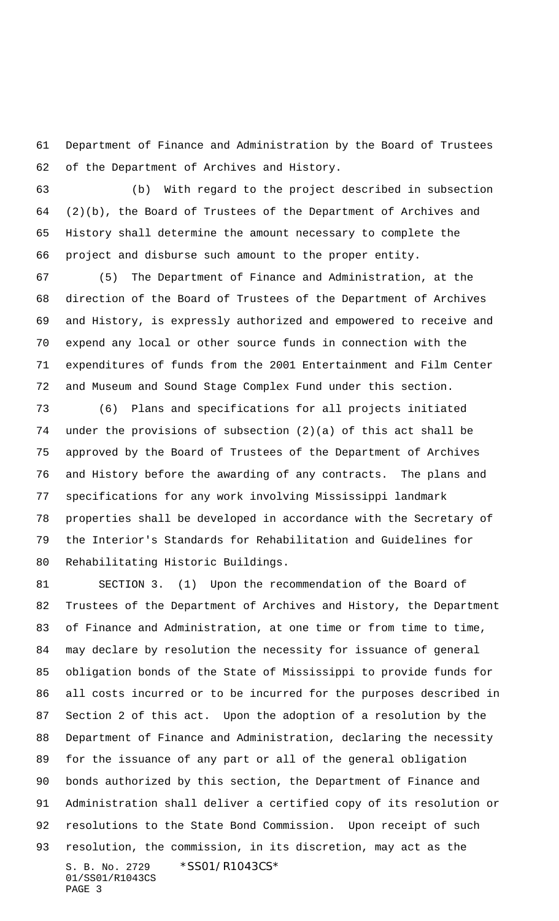Department of Finance and Administration by the Board of Trustees of the Department of Archives and History.

(b) With regard to the project described in subsection (2)(b), the Board of Trustees of the Department of Archives and History shall determine the amount necessary to complete the project and disburse such amount to the proper entity.

(5) The Department of Finance and Administration, at the direction of the Board of Trustees of the Department of Archives and History, is expressly authorized and empowered to receive and expend any local or other source funds in connection with the expenditures of funds from the 2001 Entertainment and Film Center and Museum and Sound Stage Complex Fund under this section.

(6) Plans and specifications for all projects initiated under the provisions of subsection (2)(a) of this act shall be approved by the Board of Trustees of the Department of Archives and History before the awarding of any contracts. The plans and specifications for any work involving Mississippi landmark properties shall be developed in accordance with the Secretary of the Interior's Standards for Rehabilitation and Guidelines for Rehabilitating Historic Buildings.

SECTION 3. (1) Upon the recommendation of the Board of Trustees of the Department of Archives and History, the Department of Finance and Administration, at one time or from time to time, may declare by resolution the necessity for issuance of general obligation bonds of the State of Mississippi to provide funds for all costs incurred or to be incurred for the purposes described in Section 2 of this act. Upon the adoption of a resolution by the Department of Finance and Administration, declaring the necessity for the issuance of any part or all of the general obligation bonds authorized by this section, the Department of Finance and Administration shall deliver a certified copy of its resolution or resolutions to the State Bond Commission. Upon receipt of such resolution, the commission, in its discretion, may act as the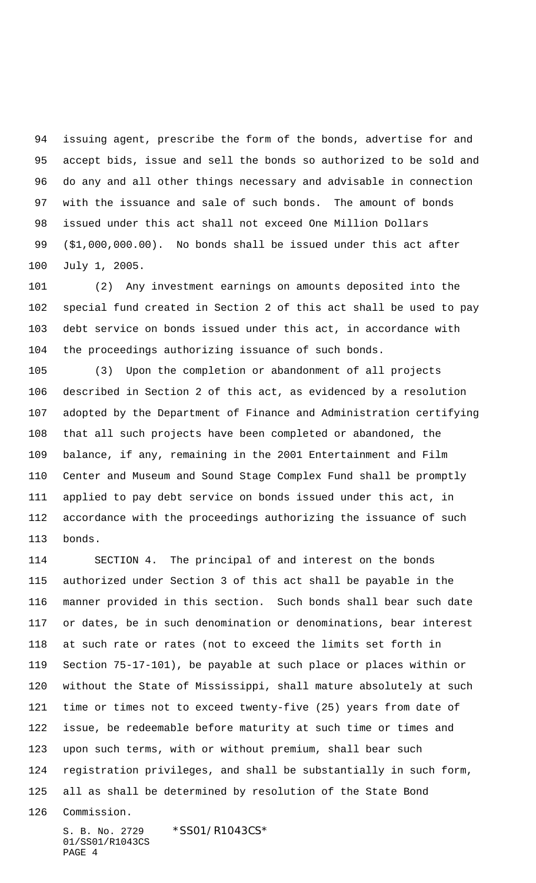issuing agent, prescribe the form of the bonds, advertise for and accept bids, issue and sell the bonds so authorized to be sold and do any and all other things necessary and advisable in connection with the issuance and sale of such bonds. The amount of bonds issued under this act shall not exceed One Million Dollars ($1,000,000.00). No bonds shall be issued under this act after July 1, 2005.

(2) Any investment earnings on amounts deposited into the special fund created in Section 2 of this act shall be used to pay debt service on bonds issued under this act, in accordance with the proceedings authorizing issuance of such bonds.

(3) Upon the completion or abandonment of all projects described in Section 2 of this act, as evidenced by a resolution adopted by the Department of Finance and Administration certifying that all such projects have been completed or abandoned, the balance, if any, remaining in the 2001 Entertainment and Film Center and Museum and Sound Stage Complex Fund shall be promptly applied to pay debt service on bonds issued under this act, in accordance with the proceedings authorizing the issuance of such bonds.

SECTION 4. The principal of and interest on the bonds authorized under Section 3 of this act shall be payable in the manner provided in this section. Such bonds shall bear such date or dates, be in such denomination or denominations, bear interest at such rate or rates (not to exceed the limits set forth in Section 75-17-101), be payable at such place or places within or without the State of Mississippi, shall mature absolutely at such time or times not to exceed twenty-five (25) years from date of issue, be redeemable before maturity at such time or times and upon such terms, with or without premium, shall bear such registration privileges, and shall be substantially in such form, all as shall be determined by resolution of the State Bond Commission.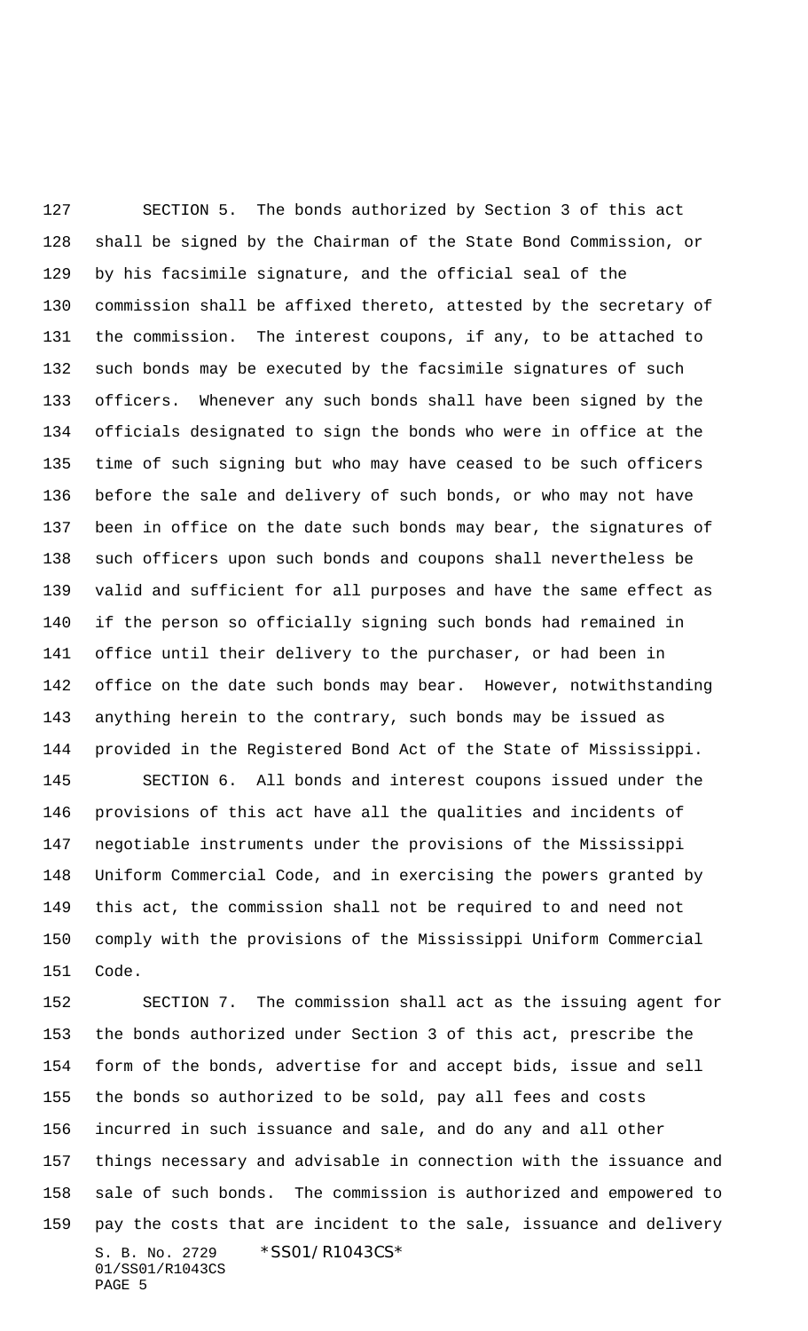SECTION 5. The bonds authorized by Section 3 of this act shall be signed by the Chairman of the State Bond Commission, or by his facsimile signature, and the official seal of the commission shall be affixed thereto, attested by the secretary of the commission. The interest coupons, if any, to be attached to such bonds may be executed by the facsimile signatures of such officers. Whenever any such bonds shall have been signed by the officials designated to sign the bonds who were in office at the time of such signing but who may have ceased to be such officers before the sale and delivery of such bonds, or who may not have been in office on the date such bonds may bear, the signatures of such officers upon such bonds and coupons shall nevertheless be valid and sufficient for all purposes and have the same effect as if the person so officially signing such bonds had remained in office until their delivery to the purchaser, or had been in office on the date such bonds may bear. However, notwithstanding anything herein to the contrary, such bonds may be issued as provided in the Registered Bond Act of the State of Mississippi.

SECTION 6. All bonds and interest coupons issued under the provisions of this act have all the qualities and incidents of negotiable instruments under the provisions of the Mississippi Uniform Commercial Code, and in exercising the powers granted by this act, the commission shall not be required to and need not comply with the provisions of the Mississippi Uniform Commercial Code.

SECTION 7. The commission shall act as the issuing agent for the bonds authorized under Section 3 of this act, prescribe the form of the bonds, advertise for and accept bids, issue and sell the bonds so authorized to be sold, pay all fees and costs incurred in such issuance and sale, and do any and all other things necessary and advisable in connection with the issuance and sale of such bonds. The commission is authorized and empowered to pay the costs that are incident to the sale, issuance and delivery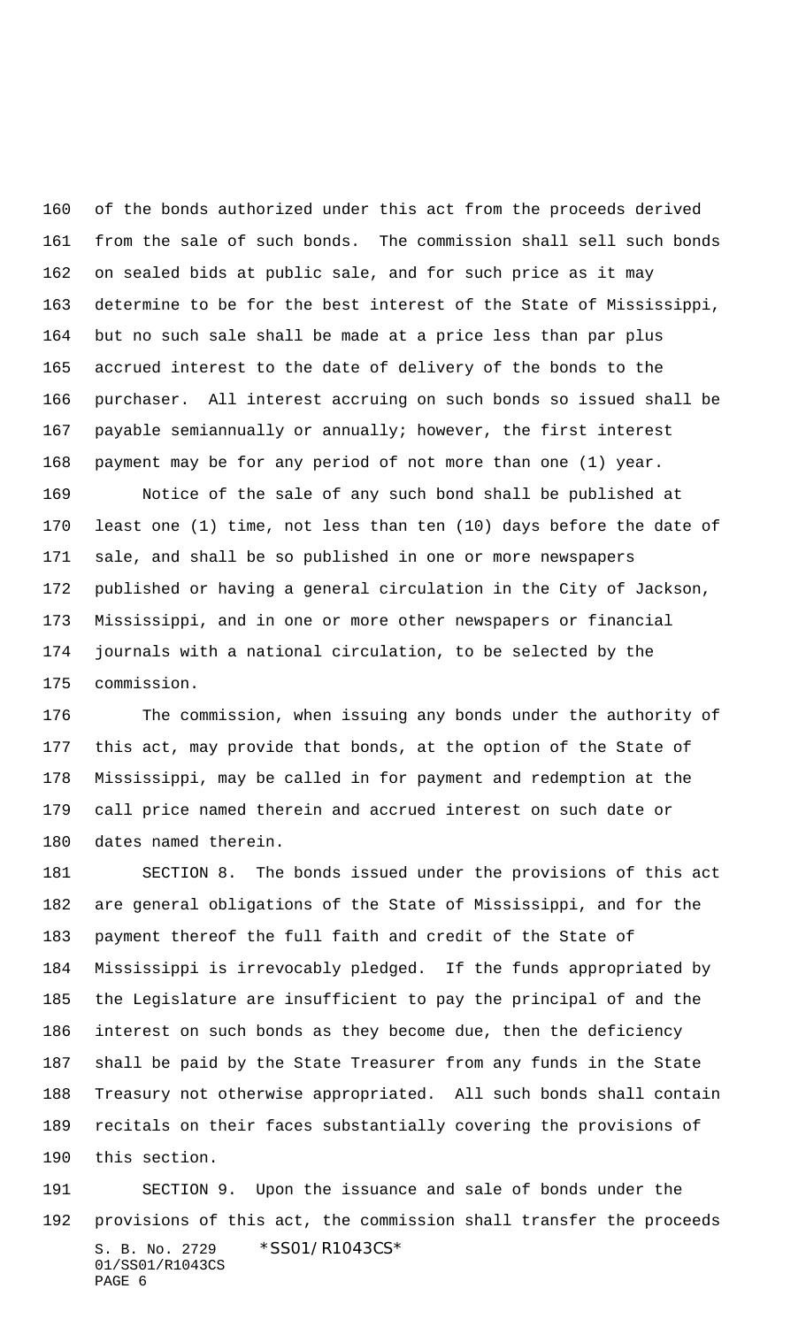of the bonds authorized under this act from the proceeds derived from the sale of such bonds. The commission shall sell such bonds on sealed bids at public sale, and for such price as it may determine to be for the best interest of the State of Mississippi, but no such sale shall be made at a price less than par plus accrued interest to the date of delivery of the bonds to the purchaser. All interest accruing on such bonds so issued shall be payable semiannually or annually; however, the first interest payment may be for any period of not more than one (1) year.

Notice of the sale of any such bond shall be published at least one (1) time, not less than ten (10) days before the date of sale, and shall be so published in one or more newspapers published or having a general circulation in the City of Jackson, Mississippi, and in one or more other newspapers or financial journals with a national circulation, to be selected by the commission.

The commission, when issuing any bonds under the authority of this act, may provide that bonds, at the option of the State of Mississippi, may be called in for payment and redemption at the call price named therein and accrued interest on such date or dates named therein.

SECTION 8. The bonds issued under the provisions of this act are general obligations of the State of Mississippi, and for the payment thereof the full faith and credit of the State of Mississippi is irrevocably pledged. If the funds appropriated by the Legislature are insufficient to pay the principal of and the interest on such bonds as they become due, then the deficiency shall be paid by the State Treasurer from any funds in the State Treasury not otherwise appropriated. All such bonds shall contain recitals on their faces substantially covering the provisions of this section.

SECTION 9. Upon the issuance and sale of bonds under the provisions of this act, the commission shall transfer the proceeds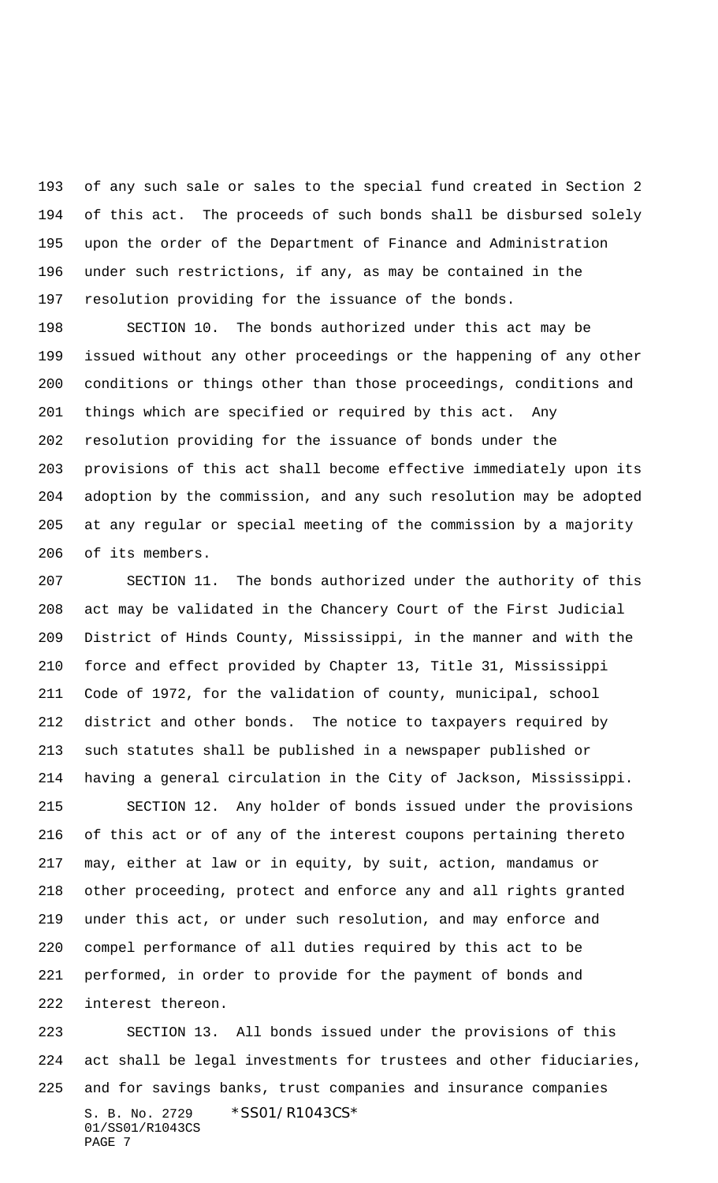of any such sale or sales to the special fund created in Section 2 of this act. The proceeds of such bonds shall be disbursed solely upon the order of the Department of Finance and Administration under such restrictions, if any, as may be contained in the resolution providing for the issuance of the bonds.

SECTION 10. The bonds authorized under this act may be issued without any other proceedings or the happening of any other conditions or things other than those proceedings, conditions and things which are specified or required by this act. Any resolution providing for the issuance of bonds under the provisions of this act shall become effective immediately upon its adoption by the commission, and any such resolution may be adopted at any regular or special meeting of the commission by a majority of its members.

SECTION 11. The bonds authorized under the authority of this act may be validated in the Chancery Court of the First Judicial District of Hinds County, Mississippi, in the manner and with the force and effect provided by Chapter 13, Title 31, Mississippi Code of 1972, for the validation of county, municipal, school district and other bonds. The notice to taxpayers required by such statutes shall be published in a newspaper published or having a general circulation in the City of Jackson, Mississippi.

SECTION 12. Any holder of bonds issued under the provisions of this act or of any of the interest coupons pertaining thereto may, either at law or in equity, by suit, action, mandamus or other proceeding, protect and enforce any and all rights granted under this act, or under such resolution, and may enforce and compel performance of all duties required by this act to be performed, in order to provide for the payment of bonds and interest thereon.

SECTION 13. All bonds issued under the provisions of this act shall be legal investments for trustees and other fiduciaries, and for savings banks, trust companies and insurance companies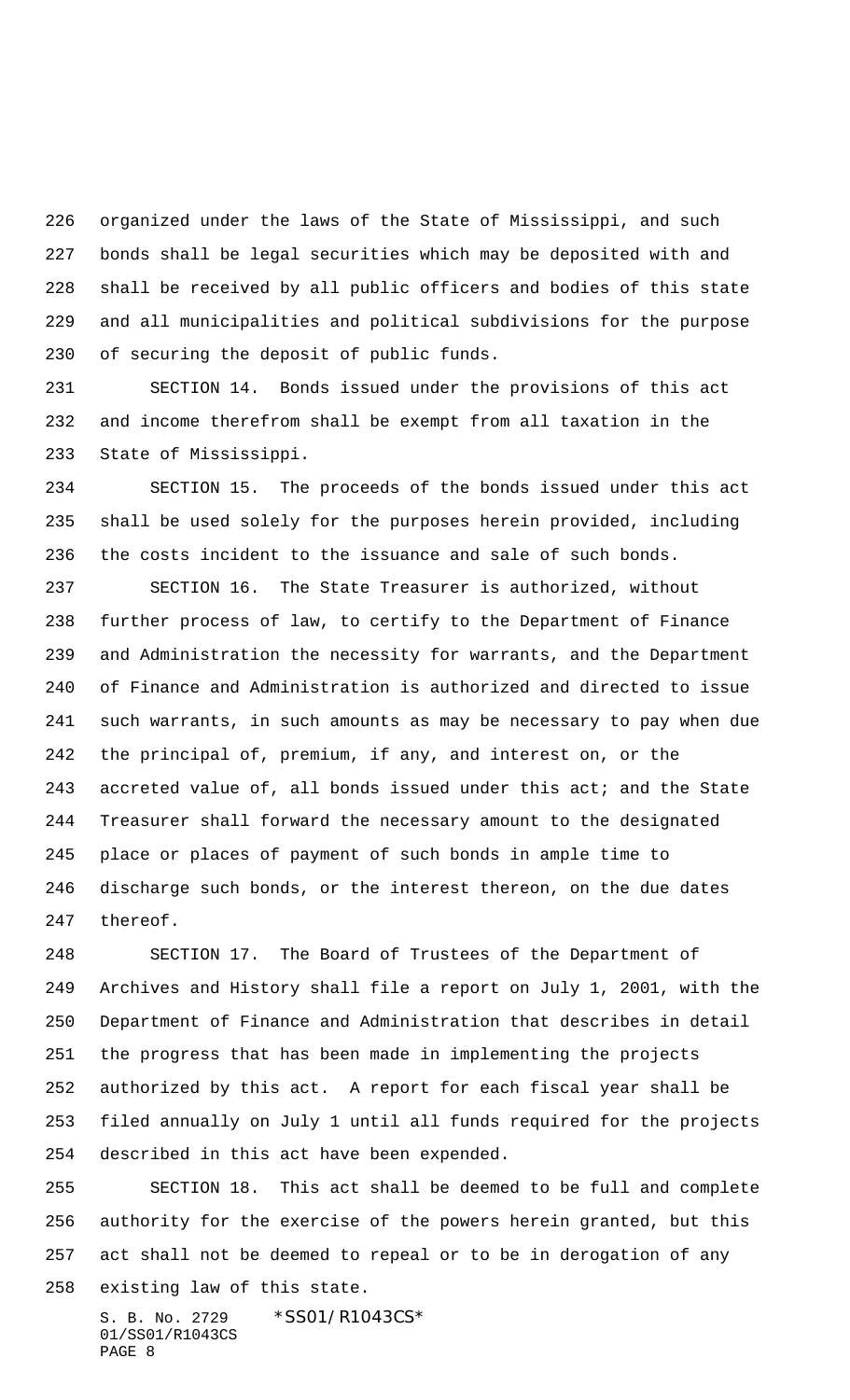organized under the laws of the State of Mississippi, and such bonds shall be legal securities which may be deposited with and shall be received by all public officers and bodies of this state and all municipalities and political subdivisions for the purpose of securing the deposit of public funds.

SECTION 14. Bonds issued under the provisions of this act and income therefrom shall be exempt from all taxation in the State of Mississippi.

SECTION 15. The proceeds of the bonds issued under this act shall be used solely for the purposes herein provided, including the costs incident to the issuance and sale of such bonds.

SECTION 16. The State Treasurer is authorized, without further process of law, to certify to the Department of Finance and Administration the necessity for warrants, and the Department of Finance and Administration is authorized and directed to issue such warrants, in such amounts as may be necessary to pay when due the principal of, premium, if any, and interest on, or the accreted value of, all bonds issued under this act; and the State Treasurer shall forward the necessary amount to the designated place or places of payment of such bonds in ample time to discharge such bonds, or the interest thereon, on the due dates thereof.

SECTION 17. The Board of Trustees of the Department of Archives and History shall file a report on July 1, 2001, with the Department of Finance and Administration that describes in detail the progress that has been made in implementing the projects authorized by this act. A report for each fiscal year shall be filed annually on July 1 until all funds required for the projects described in this act have been expended.

SECTION 18. This act shall be deemed to be full and complete authority for the exercise of the powers herein granted, but this act shall not be deemed to repeal or to be in derogation of any existing law of this state.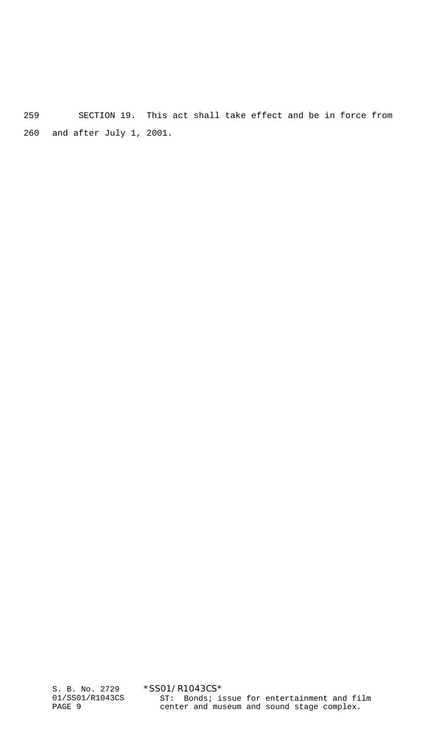259 SECTION 19. This act shall take effect and be in force from

260 and after July 1, 2001.

S. B. No. 2729 *SS01/R1043CS*
01/SS01/R1043CS ST: Bonds; issue for entertainment and film center and museum and sound stage complex.